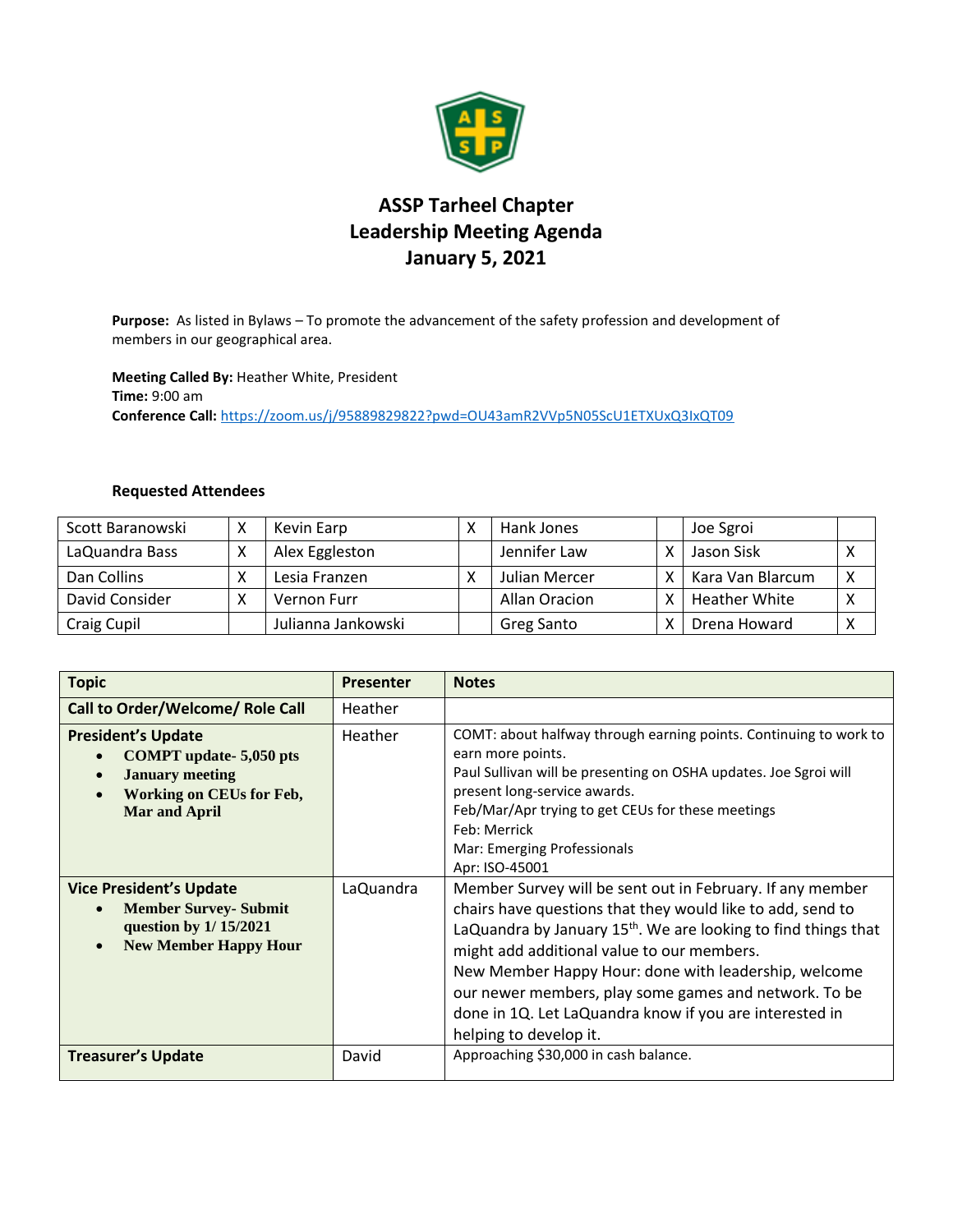# ASSP Tarheel Chapter
## Leadership Meeting Agenda
## January 5, 2021

**Purpose:** As listed in Bylaws – To promote the advancement of the safety profession and development of members in our geographical area.

**Meeting Called By:** Heather White, President
**Time:** 9:00 am
**Conference Call:** https://zoom.us/j/95889829822?pwd=OU43amR2VVp5N05ScU1ETXUxQ3IxQT09

**Requested Attendees**

| Scott Baranowski | X | Kevin Earp | X | Hank Jones | | Joe Sgroi | |
|---|---|---|---|---|---|---|---|
| LaQuandra Bass | X | Alex Eggleston | | Jennifer Law | X | Jason Sisk | X |
| Dan Collins | X | Lesia Franzen | X | Julian Mercer | X | Kara Van Blarcum | X |
| David Consider | X | Vernon Furr | | Allan Oracion | X | Heather White | X |
| Craig Cupil | | Julianna Jankowski | | Greg Santo | X | Drena Howard | X |

| Topic | Presenter | Notes |
|---|---|---|
| **Call to Order/Welcome/ Role Call** | Heather | |
| **President's Update**<br>• **COMPT update- 5,050 pts**<br>• **January meeting**<br>• **Working on CEUs for Feb, Mar and April** | Heather | COMT: about halfway through earning points. Continuing to work to earn more points.<br>Paul Sullivan will be presenting on OSHA updates. Joe Sgroi will present long-service awards.<br>Feb/Mar/Apr trying to get CEUs for these meetings<br>Feb: Merrick<br>Mar: Emerging Professionals<br>Apr: ISO-45001 |
| **Vice President's Update**<br>• **Member Survey- Submit question by 1/ 15/2021**<br>• **New Member Happy Hour** | LaQuandra | Member Survey will be sent out in February. If any member chairs have questions that they would like to add, send to LaQuandra by January 15th. We are looking to find things that might add additional value to our members.<br>New Member Happy Hour: done with leadership, welcome our newer members, play some games and network. To be done in 1Q. Let LaQuandra know if you are interested in helping to develop it. |
| **Treasurer's Update** | David | Approaching $30,000 in cash balance. |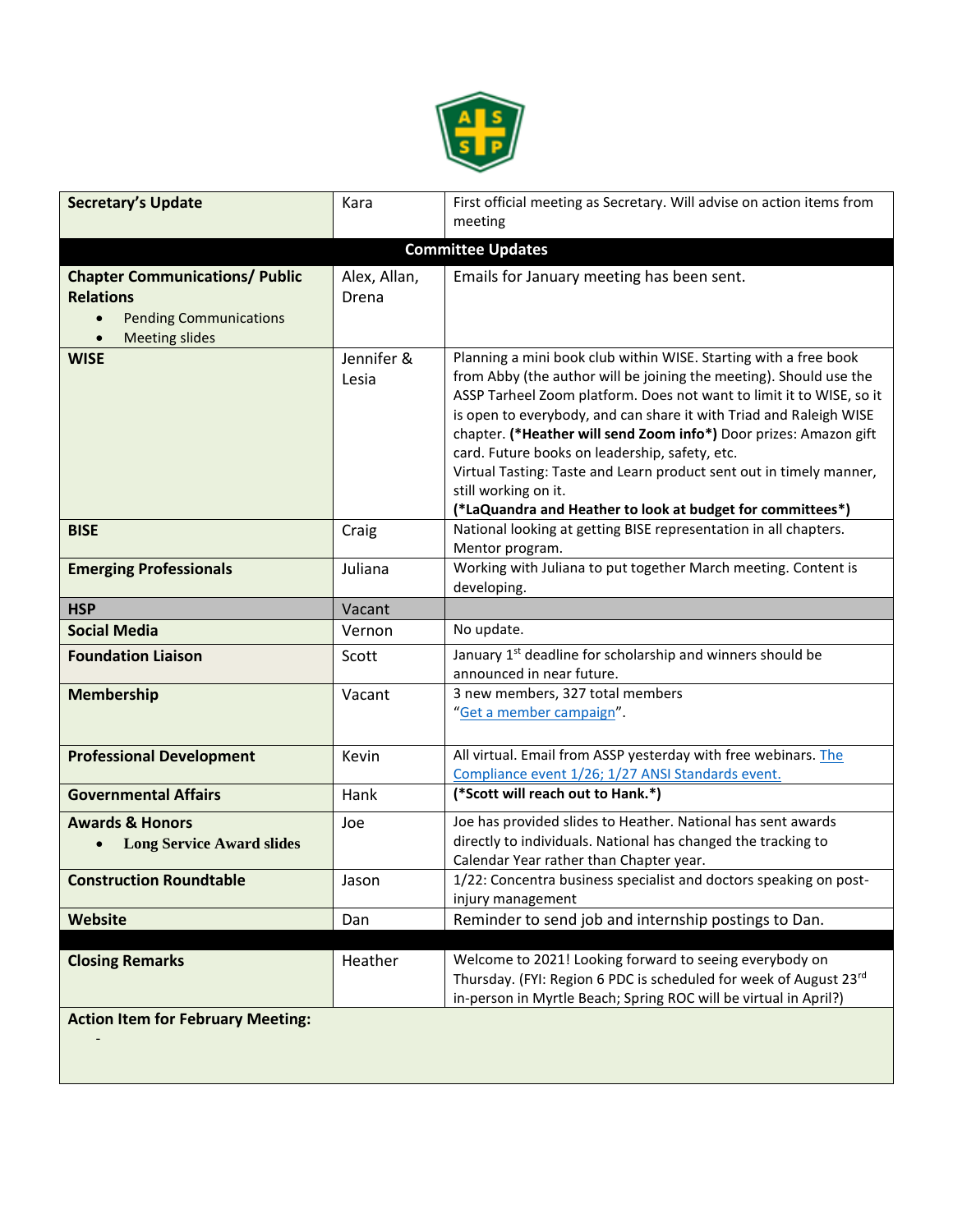| | | |
|---|---|---|
| **Secretary's Update** | Kara | First official meeting as Secretary. Will advise on action items from meeting |
| **Committee Updates** | | |
| **Chapter Communications/ Public Relations**<br>• Pending Communications<br>• Meeting slides | Alex, Allan, Drena | Emails for January meeting has been sent. |
| **WISE** | Jennifer & Lesia | Planning a mini book club within WISE. Starting with a free book from Abby (the author will be joining the meeting). Should use the ASSP Tarheel Zoom platform. Does not want to limit it to WISE, so it is open to everybody, and can share it with Triad and Raleigh WISE chapter. **(*Heather will send Zoom info*)** Door prizes: Amazon gift card. Future books on leadership, safety, etc.<br>Virtual Tasting: Taste and Learn product sent out in timely manner, still working on it.<br>**(*LaQuandra and Heather to look at budget for committees*)** |
| **BISE** | Craig | National looking at getting BISE representation in all chapters. Mentor program. |
| **Emerging Professionals** | Juliana | Working with Juliana to put together March meeting. Content is developing. |
| **HSP** | Vacant | |
| **Social Media** | Vernon | No update. |
| **Foundation Liaison** | Scott | January 1st deadline for scholarship and winners should be announced in near future. |
| **Membership** | Vacant | 3 new members, 327 total members<br>"Get a member campaign". |
| **Professional Development** | Kevin | All virtual. Email from ASSP yesterday with free webinars. The Compliance event 1/26; 1/27 ANSI Standards event. |
| **Governmental Affairs** | Hank | **(*Scott will reach out to Hank.*)** |
| **Awards & Honors**<br>• **Long Service Award slides** | Joe | Joe has provided slides to Heather. National has sent awards directly to individuals. National has changed the tracking to Calendar Year rather than Chapter year. |
| **Construction Roundtable** | Jason | 1/22: Concentra business specialist and doctors speaking on post-injury management |
| **Website** | Dan | Reminder to send job and internship postings to Dan. |
| | | |
| **Closing Remarks** | Heather | Welcome to 2021! Looking forward to seeing everybody on Thursday. (FYI: Region 6 PDC is scheduled for week of August 23rd in-person in Myrtle Beach; Spring ROC will be virtual in April?) |
| **Action Item for February Meeting:**<br>- | | |